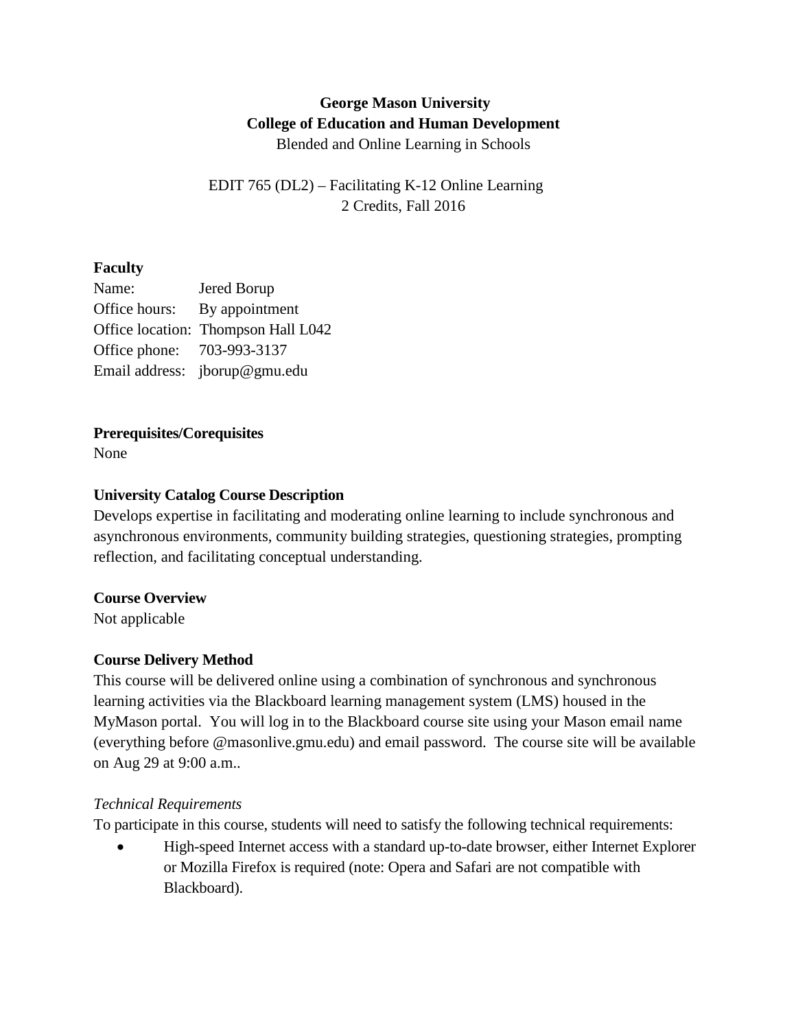**George Mason University**
**College of Education and Human Development**
Blended and Online Learning in Schools

EDIT 765 (DL2) – Facilitating K-12 Online Learning
2 Credits, Fall 2016

**Faculty**
Name: Jered Borup
Office hours: By appointment
Office location: Thompson Hall L042
Office phone: 703-993-3137
Email address: jborup@gmu.edu

**Prerequisites/Corequisites**
None

**University Catalog Course Description**
Develops expertise in facilitating and moderating online learning to include synchronous and asynchronous environments, community building strategies, questioning strategies, prompting reflection, and facilitating conceptual understanding.

**Course Overview**
Not applicable

**Course Delivery Method**
This course will be delivered online using a combination of synchronous and synchronous learning activities via the Blackboard learning management system (LMS) housed in the MyMason portal. You will log in to the Blackboard course site using your Mason email name (everything before @masonlive.gmu.edu) and email password. The course site will be available on Aug 29 at 9:00 a.m..

*Technical Requirements*
To participate in this course, students will need to satisfy the following technical requirements:

- High-speed Internet access with a standard up-to-date browser, either Internet Explorer or Mozilla Firefox is required (note: Opera and Safari are not compatible with Blackboard).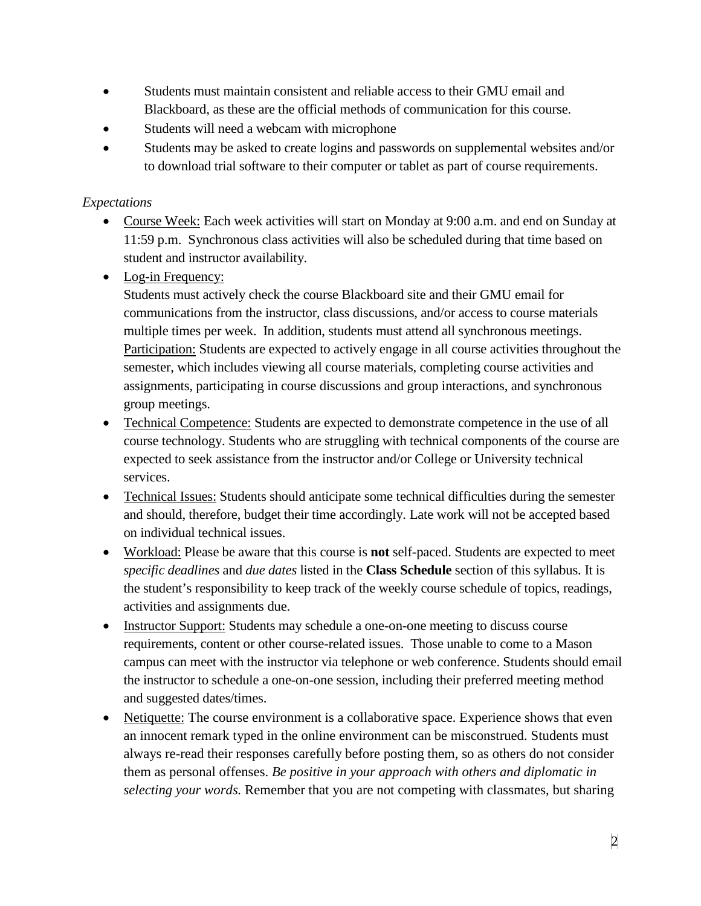- Students must maintain consistent and reliable access to their GMU email and Blackboard, as these are the official methods of communication for this course.
- Students will need a webcam with microphone
- Students may be asked to create logins and passwords on supplemental websites and/or to download trial software to their computer or tablet as part of course requirements.

*Expectations*

- Course Week: Each week activities will start on Monday at 9:00 a.m. and end on Sunday at 11:59 p.m. Synchronous class activities will also be scheduled during that time based on student and instructor availability.
- Log-in Frequency:
  Students must actively check the course Blackboard site and their GMU email for communications from the instructor, class discussions, and/or access to course materials multiple times per week. In addition, students must attend all synchronous meetings.
  Participation: Students are expected to actively engage in all course activities throughout the semester, which includes viewing all course materials, completing course activities and assignments, participating in course discussions and group interactions, and synchronous group meetings.
- Technical Competence: Students are expected to demonstrate competence in the use of all course technology. Students who are struggling with technical components of the course are expected to seek assistance from the instructor and/or College or University technical services.
- Technical Issues: Students should anticipate some technical difficulties during the semester and should, therefore, budget their time accordingly. Late work will not be accepted based on individual technical issues.
- Workload: Please be aware that this course is **not** self-paced. Students are expected to meet *specific deadlines* and *due dates* listed in the **Class Schedule** section of this syllabus. It is the student's responsibility to keep track of the weekly course schedule of topics, readings, activities and assignments due.
- Instructor Support: Students may schedule a one-on-one meeting to discuss course requirements, content or other course-related issues. Those unable to come to a Mason campus can meet with the instructor via telephone or web conference. Students should email the instructor to schedule a one-on-one session, including their preferred meeting method and suggested dates/times.
- Netiquette: The course environment is a collaborative space. Experience shows that even an innocent remark typed in the online environment can be misconstrued. Students must always re-read their responses carefully before posting them, so as others do not consider them as personal offenses. *Be positive in your approach with others and diplomatic in selecting your words.* Remember that you are not competing with classmates, but sharing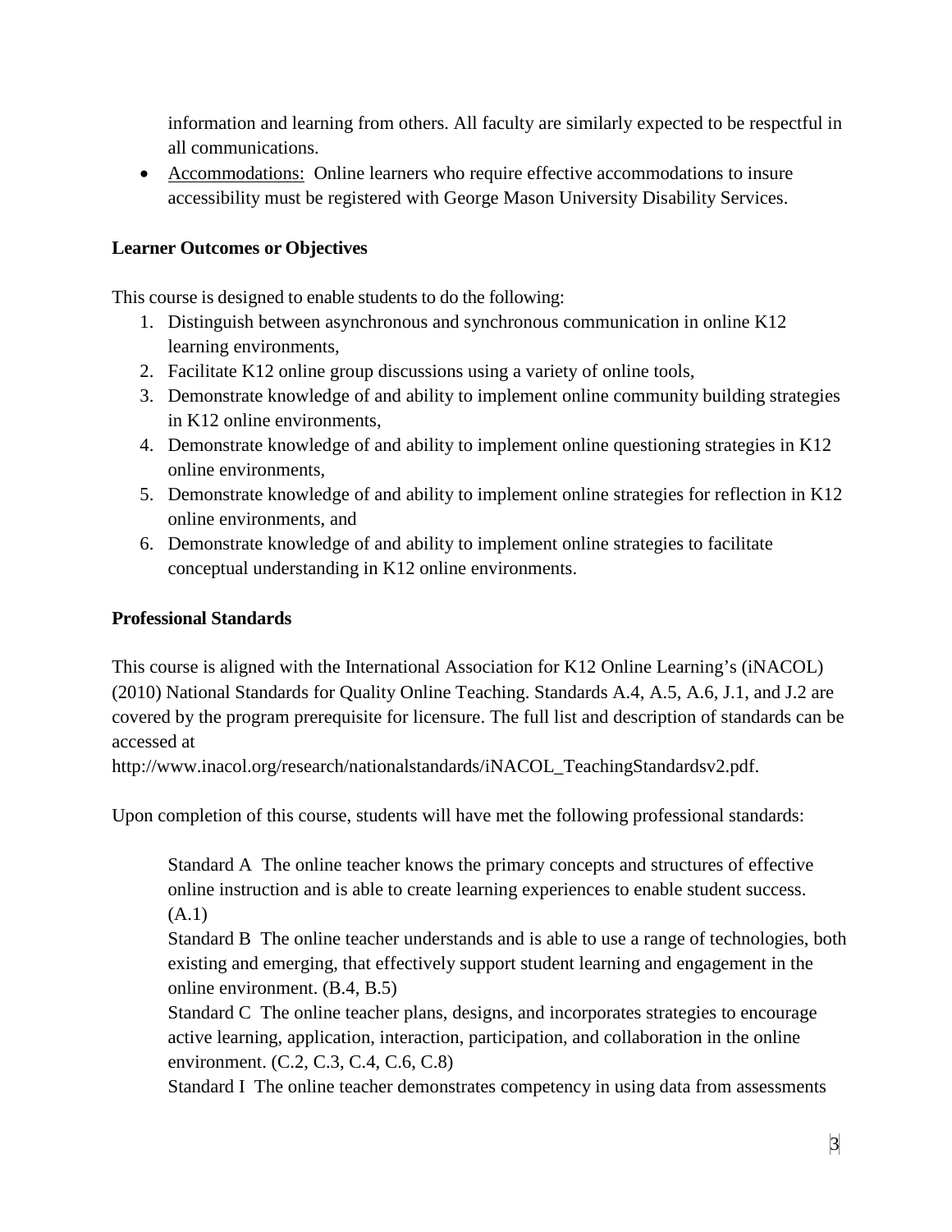information and learning from others. All faculty are similarly expected to be respectful in all communications.

- Accommodations: Online learners who require effective accommodations to insure accessibility must be registered with George Mason University Disability Services.

**Learner Outcomes or Objectives**

This course is designed to enable students to do the following:

1. Distinguish between asynchronous and synchronous communication in online K12 learning environments,
2. Facilitate K12 online group discussions using a variety of online tools,
3. Demonstrate knowledge of and ability to implement online community building strategies in K12 online environments,
4. Demonstrate knowledge of and ability to implement online questioning strategies in K12 online environments,
5. Demonstrate knowledge of and ability to implement online strategies for reflection in K12 online environments, and
6. Demonstrate knowledge of and ability to implement online strategies to facilitate conceptual understanding in K12 online environments.

**Professional Standards**

This course is aligned with the International Association for K12 Online Learning's (iNACOL) (2010) National Standards for Quality Online Teaching. Standards A.4, A.5, A.6, J.1, and J.2 are covered by the program prerequisite for licensure. The full list and description of standards can be accessed at http://www.inacol.org/research/nationalstandards/iNACOL_TeachingStandardsv2.pdf.

Upon completion of this course, students will have met the following professional standards:

Standard A The online teacher knows the primary concepts and structures of effective online instruction and is able to create learning experiences to enable student success. (A.1)

Standard B The online teacher understands and is able to use a range of technologies, both existing and emerging, that effectively support student learning and engagement in the online environment. (B.4, B.5)

Standard C The online teacher plans, designs, and incorporates strategies to encourage active learning, application, interaction, participation, and collaboration in the online environment. (C.2, C.3, C.4, C.6, C.8)

Standard I The online teacher demonstrates competency in using data from assessments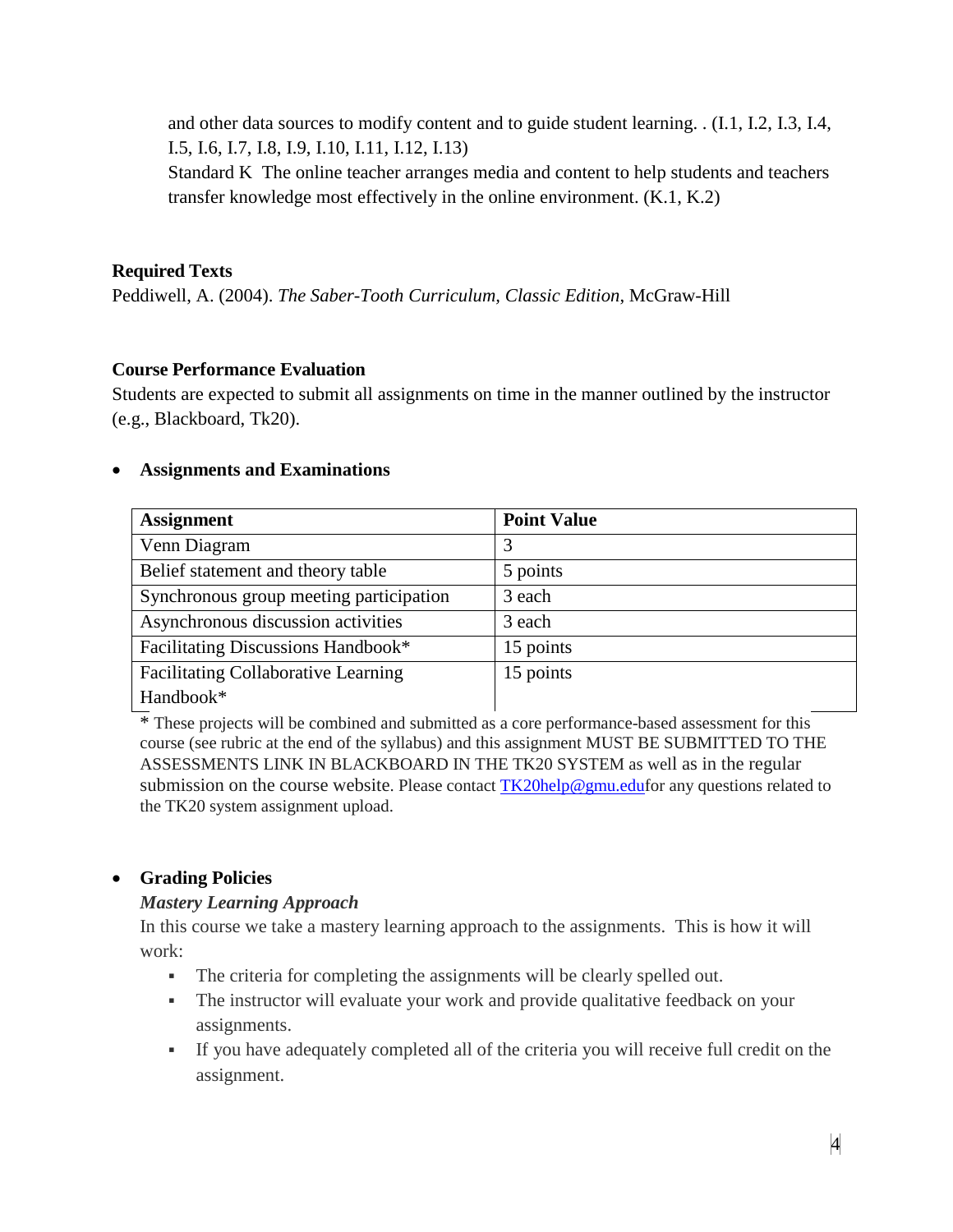and other data sources to modify content and to guide student learning. . (I.1, I.2, I.3, I.4, I.5, I.6, I.7, I.8, I.9, I.10, I.11, I.12, I.13)

Standard K The online teacher arranges media and content to help students and teachers transfer knowledge most effectively in the online environment. (K.1, K.2)

**Required Texts**

Peddiwell, A. (2004). *The Saber-Tooth Curriculum, Classic Edition*, McGraw-Hill

**Course Performance Evaluation**

Students are expected to submit all assignments on time in the manner outlined by the instructor (e.g., Blackboard, Tk20).

- **Assignments and Examinations**

| Assignment | Point Value |
| --- | --- |
| Venn Diagram | 3 |
| Belief statement and theory table | 5 points |
| Synchronous group meeting participation | 3 each |
| Asynchronous discussion activities | 3 each |
| Facilitating Discussions Handbook* | 15 points |
| Facilitating Collaborative Learning Handbook* | 15 points |

\* These projects will be combined and submitted as a core performance-based assessment for this course (see rubric at the end of the syllabus) and this assignment MUST BE SUBMITTED TO THE ASSESSMENTS LINK IN BLACKBOARD IN THE TK20 SYSTEM as well as in the regular submission on the course website. Please contact TK20help@gmu.edufor any questions related to the TK20 system assignment upload.

- **Grading Policies**

  ***Mastery Learning Approach***

  In this course we take a mastery learning approach to the assignments. This is how it will work:
  - The criteria for completing the assignments will be clearly spelled out.
  - The instructor will evaluate your work and provide qualitative feedback on your assignments.
  - If you have adequately completed all of the criteria you will receive full credit on the assignment.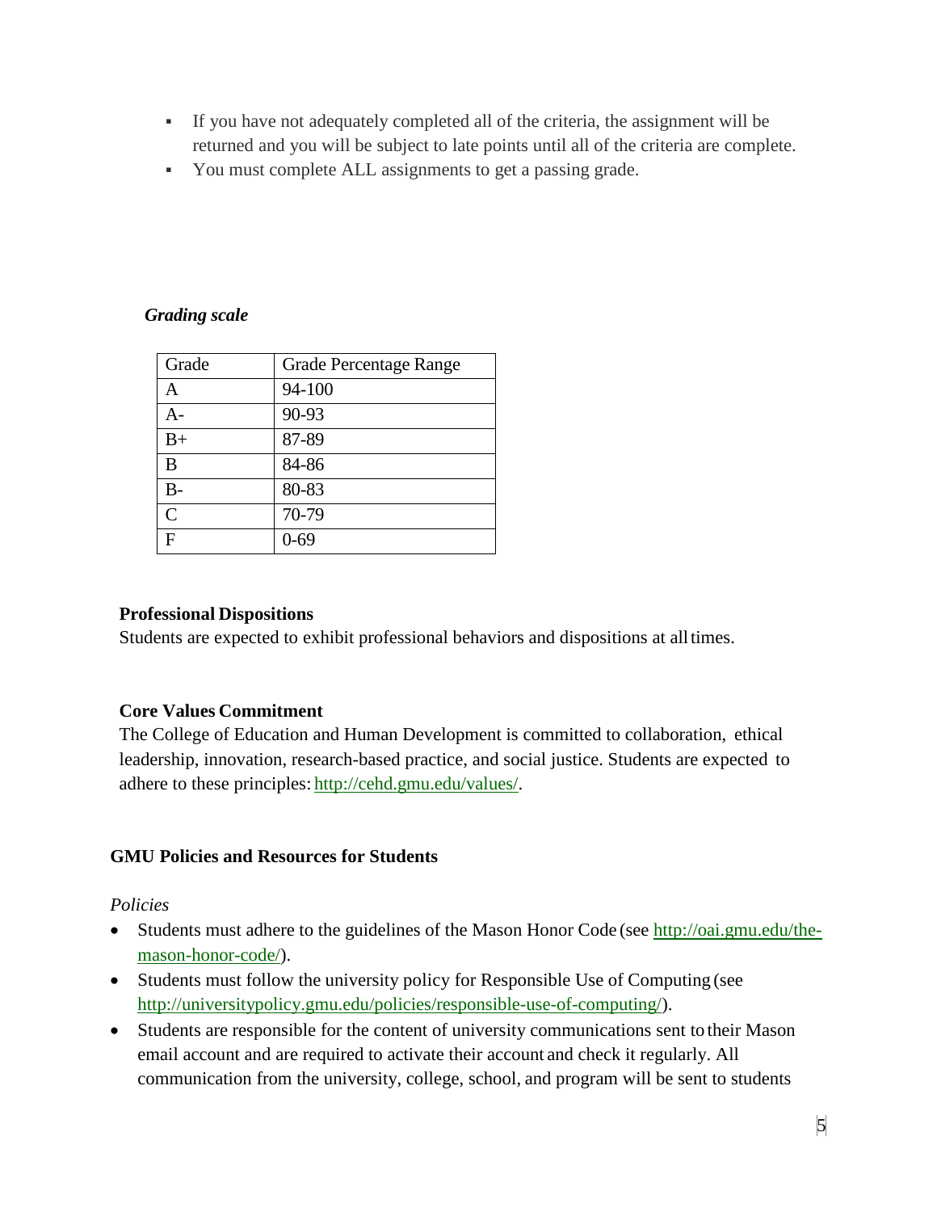- If you have not adequately completed all of the criteria, the assignment will be returned and you will be subject to late points until all of the criteria are complete.
- You must complete ALL assignments to get a passing grade.

*Grading scale*

| Grade | Grade Percentage Range |
| --- | --- |
| A | 94-100 |
| A- | 90-93 |
| B+ | 87-89 |
| B | 84-86 |
| B- | 80-83 |
| C | 70-79 |
| F | 0-69 |

**Professional Dispositions**

Students are expected to exhibit professional behaviors and dispositions at all times.

**Core Values Commitment**

The College of Education and Human Development is committed to collaboration, ethical leadership, innovation, research-based practice, and social justice. Students are expected to adhere to these principles: http://cehd.gmu.edu/values/.

**GMU Policies and Resources for Students**

*Policies*

- Students must adhere to the guidelines of the Mason Honor Code (see http://oai.gmu.edu/the-mason-honor-code/).
- Students must follow the university policy for Responsible Use of Computing (see http://universitypolicy.gmu.edu/policies/responsible-use-of-computing/).
- Students are responsible for the content of university communications sent to their Mason email account and are required to activate their account and check it regularly. All communication from the university, college, school, and program will be sent to students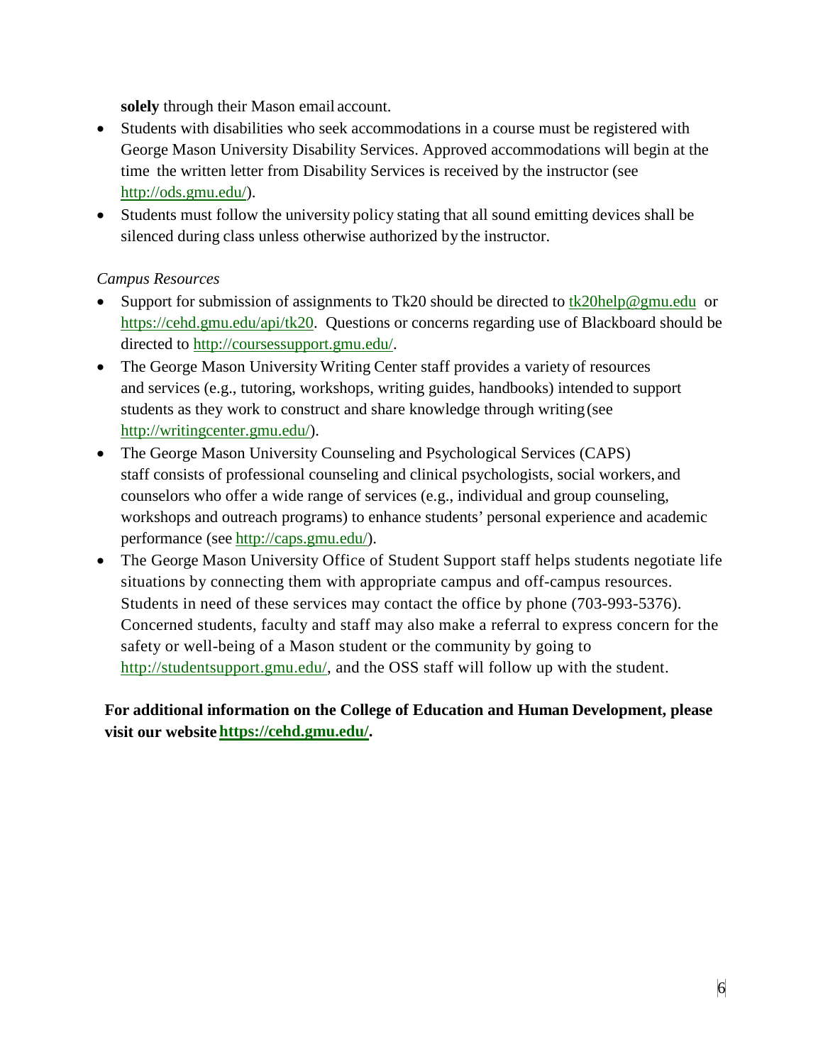**solely** through their Mason email account.

- Students with disabilities who seek accommodations in a course must be registered with George Mason University Disability Services. Approved accommodations will begin at the time the written letter from Disability Services is received by the instructor (see http://ods.gmu.edu/).
- Students must follow the university policy stating that all sound emitting devices shall be silenced during class unless otherwise authorized by the instructor.

*Campus Resources*

- Support for submission of assignments to Tk20 should be directed to tk20help@gmu.edu or https://cehd.gmu.edu/api/tk20. Questions or concerns regarding use of Blackboard should be directed to http://coursessupport.gmu.edu/.
- The George Mason University Writing Center staff provides a variety of resources and services (e.g., tutoring, workshops, writing guides, handbooks) intended to support students as they work to construct and share knowledge through writing (see http://writingcenter.gmu.edu/).
- The George Mason University Counseling and Psychological Services (CAPS) staff consists of professional counseling and clinical psychologists, social workers, and counselors who offer a wide range of services (e.g., individual and group counseling, workshops and outreach programs) to enhance students' personal experience and academic performance (see http://caps.gmu.edu/).
- The George Mason University Office of Student Support staff helps students negotiate life situations by connecting them with appropriate campus and off-campus resources. Students in need of these services may contact the office by phone (703-993-5376). Concerned students, faculty and staff may also make a referral to express concern for the safety or well-being of a Mason student or the community by going to http://studentsupport.gmu.edu/, and the OSS staff will follow up with the student.

**For additional information on the College of Education and Human Development, please visit our website https://cehd.gmu.edu/.**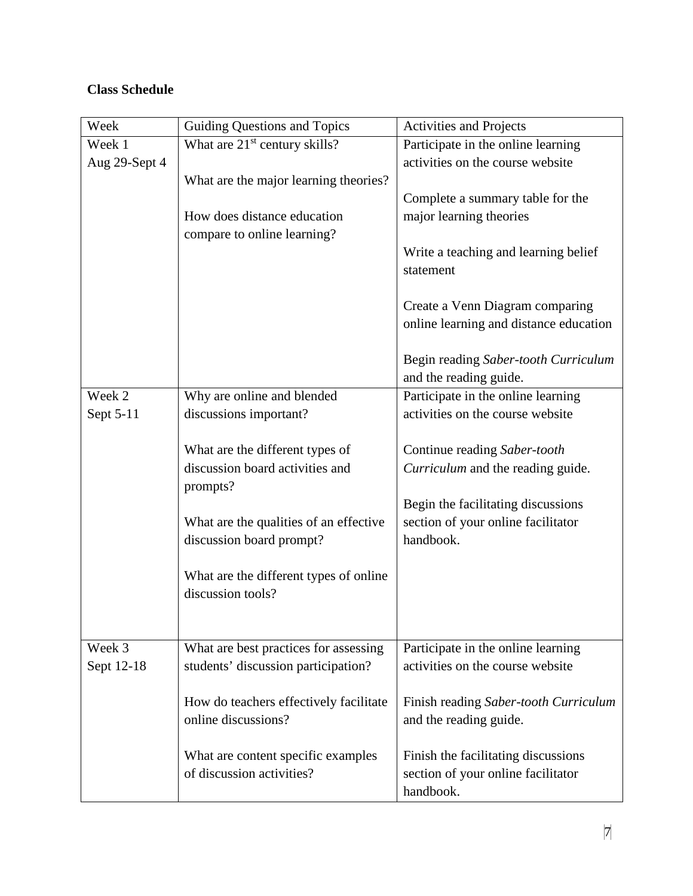**Class Schedule**

| Week | Guiding Questions and Topics | Activities and Projects |
|---|---|---|
| Week 1<br>Aug 29-Sept 4 | What are 21st century skills?<br><br>What are the major learning theories?<br><br>How does distance education compare to online learning? | Participate in the online learning activities on the course website<br><br>Complete a summary table for the major learning theories<br><br>Write a teaching and learning belief statement<br><br>Create a Venn Diagram comparing online learning and distance education<br><br>Begin reading *Saber-tooth Curriculum* and the reading guide. |
| Week 2<br>Sept 5-11 | Why are online and blended discussions important?<br><br>What are the different types of discussion board activities and prompts?<br><br>What are the qualities of an effective discussion board prompt?<br><br>What are the different types of online discussion tools? | Participate in the online learning activities on the course website<br><br>Continue reading *Saber-tooth Curriculum* and the reading guide.<br><br>Begin the facilitating discussions section of your online facilitator handbook. |
| Week 3<br>Sept 12-18 | What are best practices for assessing students' discussion participation?<br><br>How do teachers effectively facilitate online discussions?<br><br>What are content specific examples of discussion activities? | Participate in the online learning activities on the course website<br><br>Finish reading *Saber-tooth Curriculum* and the reading guide.<br><br>Finish the facilitating discussions section of your online facilitator handbook. |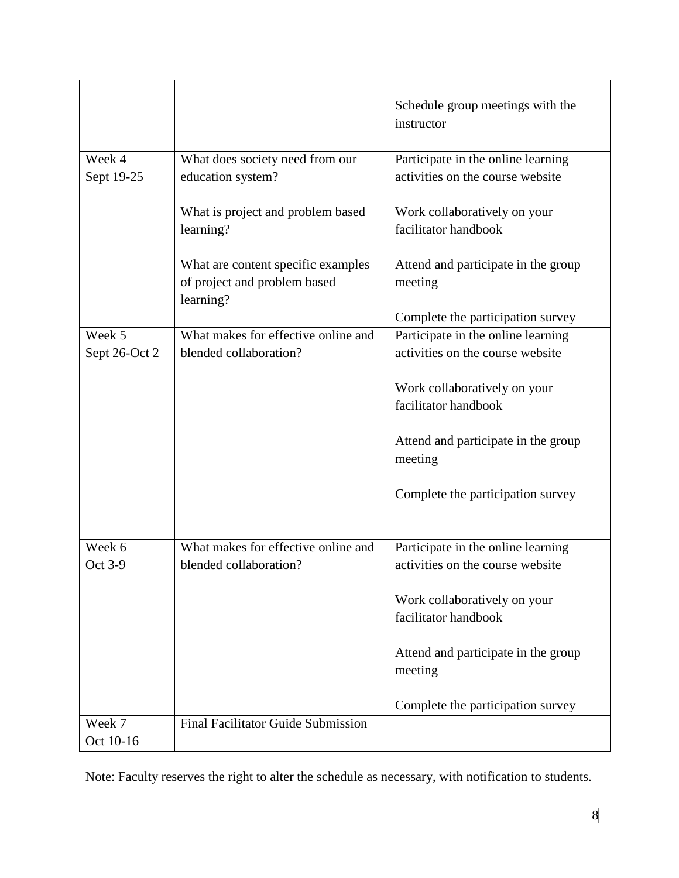| | | |
|---|---|---|
| | | Schedule group meetings with the instructor |
| Week 4<br>Sept 19-25 | What does society need from our education system?<br><br>What is project and problem based learning?<br><br>What are content specific examples of project and problem based learning? | Participate in the online learning activities on the course website<br><br>Work collaboratively on your facilitator handbook<br><br>Attend and participate in the group meeting<br><br>Complete the participation survey |
| Week 5<br>Sept 26-Oct 2 | What makes for effective online and blended collaboration? | Participate in the online learning activities on the course website<br><br>Work collaboratively on your facilitator handbook<br><br>Attend and participate in the group meeting<br><br>Complete the participation survey |
| Week 6<br>Oct 3-9 | What makes for effective online and blended collaboration? | Participate in the online learning activities on the course website<br><br>Work collaboratively on your facilitator handbook<br><br>Attend and participate in the group meeting<br><br>Complete the participation survey |
| Week 7<br>Oct 10-16 | Final Facilitator Guide Submission | |

Note: Faculty reserves the right to alter the schedule as necessary, with notification to students.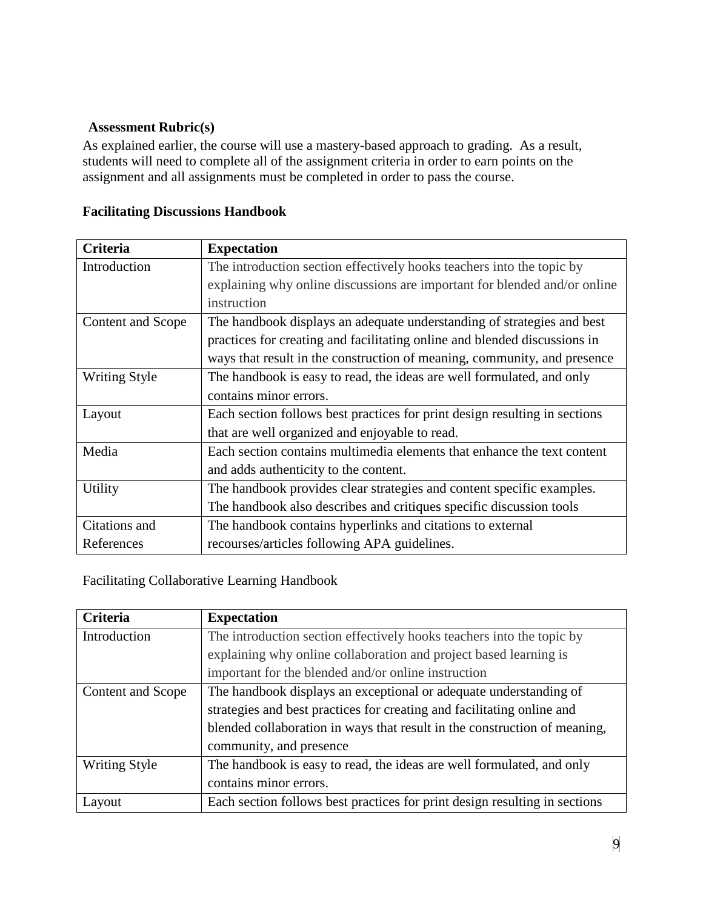### Assessment Rubric(s)

As explained earlier, the course will use a mastery-based approach to grading. As a result, students will need to complete all of the assignment criteria in order to earn points on the assignment and all assignments must be completed in order to pass the course.

**Facilitating Discussions Handbook**

| Criteria | Expectation |
| --- | --- |
| Introduction | The introduction section effectively hooks teachers into the topic by explaining why online discussions are important for blended and/or online instruction |
| Content and Scope | The handbook displays an adequate understanding of strategies and best practices for creating and facilitating online and blended discussions in ways that result in the construction of meaning, community, and presence |
| Writing Style | The handbook is easy to read, the ideas are well formulated, and only contains minor errors. |
| Layout | Each section follows best practices for print design resulting in sections that are well organized and enjoyable to read. |
| Media | Each section contains multimedia elements that enhance the text content and adds authenticity to the content. |
| Utility | The handbook provides clear strategies and content specific examples. The handbook also describes and critiques specific discussion tools |
| Citations and References | The handbook contains hyperlinks and citations to external recourses/articles following APA guidelines. |

Facilitating Collaborative Learning Handbook

| Criteria | Expectation |
| --- | --- |
| Introduction | The introduction section effectively hooks teachers into the topic by explaining why online collaboration and project based learning is important for the blended and/or online instruction |
| Content and Scope | The handbook displays an exceptional or adequate understanding of strategies and best practices for creating and facilitating online and blended collaboration in ways that result in the construction of meaning, community, and presence |
| Writing Style | The handbook is easy to read, the ideas are well formulated, and only contains minor errors. |
| Layout | Each section follows best practices for print design resulting in sections |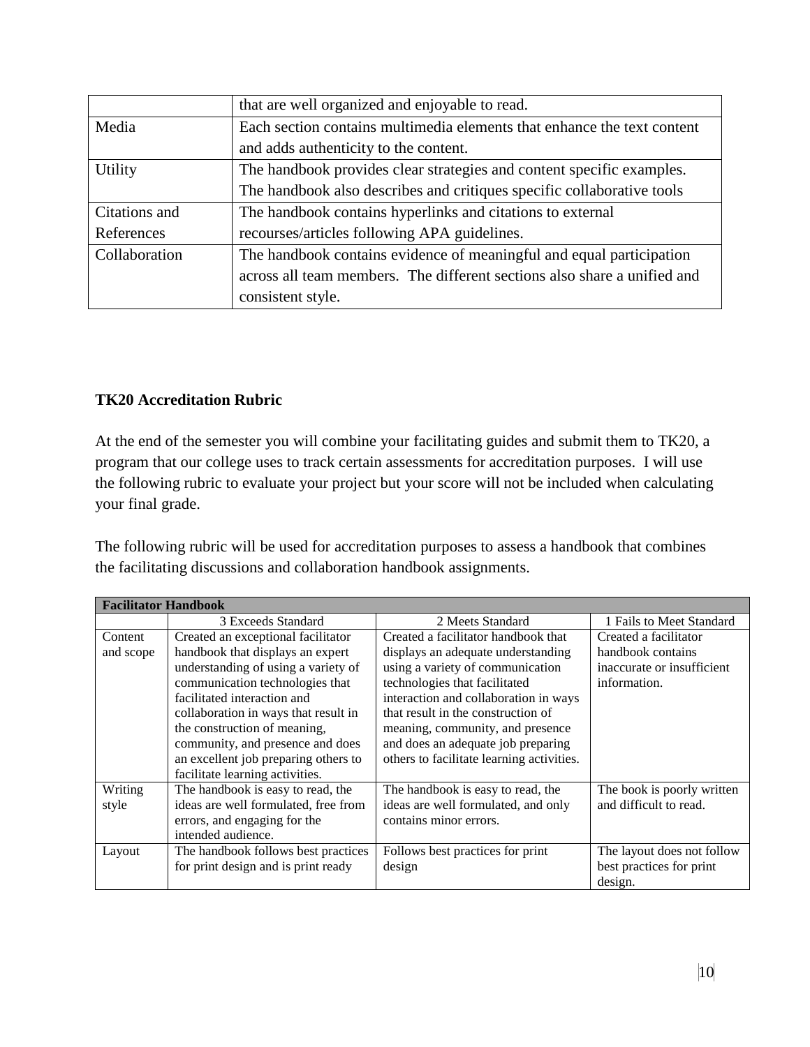| | |
|---|---|
| | that are well organized and enjoyable to read. |
| Media | Each section contains multimedia elements that enhance the text content and adds authenticity to the content. |
| Utility | The handbook provides clear strategies and content specific examples. The handbook also describes and critiques specific collaborative tools |
| Citations and References | The handbook contains hyperlinks and citations to external recourses/articles following APA guidelines. |
| Collaboration | The handbook contains evidence of meaningful and equal participation across all team members. The different sections also share a unified and consistent style. |

**TK20 Accreditation Rubric**

At the end of the semester you will combine your facilitating guides and submit them to TK20, a program that our college uses to track certain assessments for accreditation purposes. I will use the following rubric to evaluate your project but your score will not be included when calculating your final grade.

The following rubric will be used for accreditation purposes to assess a handbook that combines the facilitating discussions and collaboration handbook assignments.

| **Facilitator Handbook** | | | |
|---|---|---|---|
| | 3 Exceeds Standard | 2 Meets Standard | 1 Fails to Meet Standard |
| Content and scope | Created an exceptional facilitator handbook that displays an expert understanding of using a variety of communication technologies that facilitated interaction and collaboration in ways that result in the construction of meaning, community, and presence and does an excellent job preparing others to facilitate learning activities. | Created a facilitator handbook that displays an adequate understanding using a variety of communication technologies that facilitated interaction and collaboration in ways that result in the construction of meaning, community, and presence and does an adequate job preparing others to facilitate learning activities. | Created a facilitator handbook contains inaccurate or insufficient information. |
| Writing style | The handbook is easy to read, the ideas are well formulated, free from errors, and engaging for the intended audience. | The handbook is easy to read, the ideas are well formulated, and only contains minor errors. | The book is poorly written and difficult to read. |
| Layout | The handbook follows best practices for print design and is print ready | Follows best practices for print design | The layout does not follow best practices for print design. |